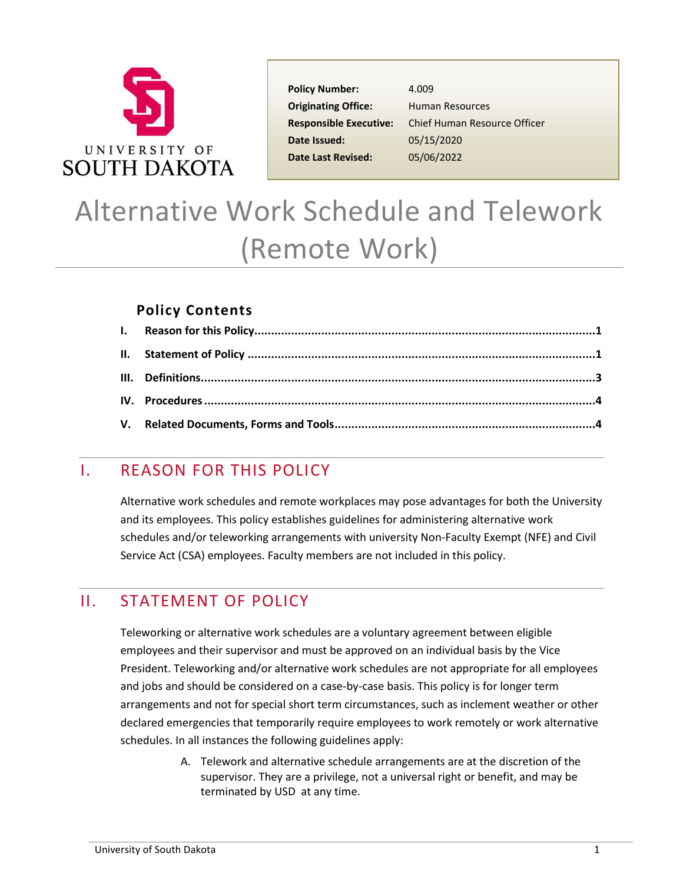| | |
|---|---|
| **Policy Number:** | 4.009 |
| **Originating Office:** | Human Resources |
| **Responsible Executive:** | Chief Human Resource Officer |
| **Date Issued:** | 05/15/2020 |
| **Date Last Revised:** | 05/06/2022 |

# Alternative Work Schedule and Telework (Remote Work)

### Policy Contents

- **I. Reason for this Policy** ........ **1**
- **II. Statement of Policy** ........ **1**
- **III. Definitions** ........ **3**
- **IV. Procedures** ........ **4**
- **V. Related Documents, Forms and Tools** ........ **4**

## I. REASON FOR THIS POLICY

Alternative work schedules and remote workplaces may pose advantages for both the University and its employees. This policy establishes guidelines for administering alternative work schedules and/or teleworking arrangements with university Non-Faculty Exempt (NFE) and Civil Service Act (CSA) employees. Faculty members are not included in this policy.

## II. STATEMENT OF POLICY

Teleworking or alternative work schedules are a voluntary agreement between eligible employees and their supervisor and must be approved on an individual basis by the Vice President. Teleworking and/or alternative work schedules are not appropriate for all employees and jobs and should be considered on a case-by-case basis. This policy is for longer term arrangements and not for special short term circumstances, such as inclement weather or other declared emergencies that temporarily require employees to work remotely or work alternative schedules. In all instances the following guidelines apply:

A. Telework and alternative schedule arrangements are at the discretion of the supervisor. They are a privilege, not a universal right or benefit, and may be terminated by USD at any time.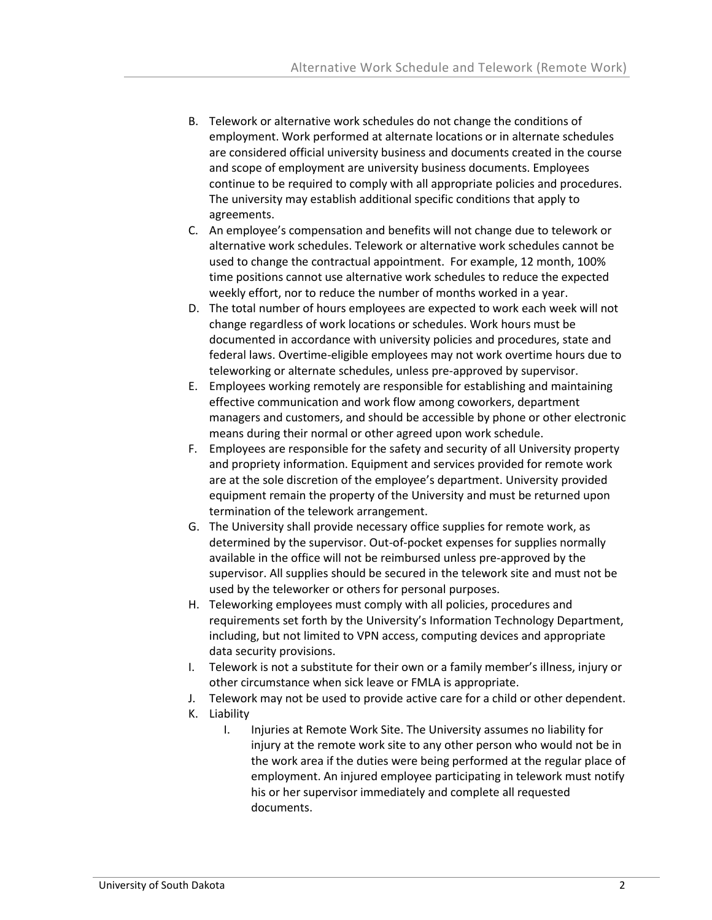B. Telework or alternative work schedules do not change the conditions of employment. Work performed at alternate locations or in alternate schedules are considered official university business and documents created in the course and scope of employment are university business documents. Employees continue to be required to comply with all appropriate policies and procedures. The university may establish additional specific conditions that apply to agreements.

C. An employee's compensation and benefits will not change due to telework or alternative work schedules. Telework or alternative work schedules cannot be used to change the contractual appointment. For example, 12 month, 100% time positions cannot use alternative work schedules to reduce the expected weekly effort, nor to reduce the number of months worked in a year.

D. The total number of hours employees are expected to work each week will not change regardless of work locations or schedules. Work hours must be documented in accordance with university policies and procedures, state and federal laws. Overtime-eligible employees may not work overtime hours due to teleworking or alternate schedules, unless pre-approved by supervisor.

E. Employees working remotely are responsible for establishing and maintaining effective communication and work flow among coworkers, department managers and customers, and should be accessible by phone or other electronic means during their normal or other agreed upon work schedule.

F. Employees are responsible for the safety and security of all University property and propriety information. Equipment and services provided for remote work are at the sole discretion of the employee's department. University provided equipment remain the property of the University and must be returned upon termination of the telework arrangement.

G. The University shall provide necessary office supplies for remote work, as determined by the supervisor. Out-of-pocket expenses for supplies normally available in the office will not be reimbursed unless pre-approved by the supervisor. All supplies should be secured in the telework site and must not be used by the teleworker or others for personal purposes.

H. Teleworking employees must comply with all policies, procedures and requirements set forth by the University's Information Technology Department, including, but not limited to VPN access, computing devices and appropriate data security provisions.

I. Telework is not a substitute for their own or a family member's illness, injury or other circumstance when sick leave or FMLA is appropriate.

J. Telework may not be used to provide active care for a child or other dependent.

K. Liability

    I. Injuries at Remote Work Site. The University assumes no liability for injury at the remote work site to any other person who would not be in the work area if the duties were being performed at the regular place of employment. An injured employee participating in telework must notify his or her supervisor immediately and complete all requested documents.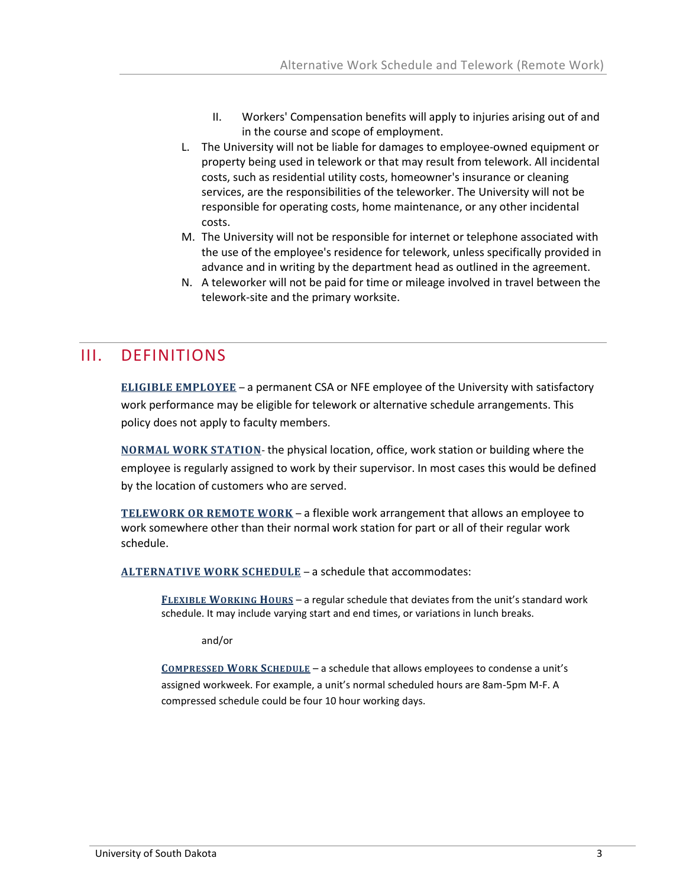II. Workers' Compensation benefits will apply to injuries arising out of and in the course and scope of employment.

L. The University will not be liable for damages to employee-owned equipment or property being used in telework or that may result from telework. All incidental costs, such as residential utility costs, homeowner's insurance or cleaning services, are the responsibilities of the teleworker. The University will not be responsible for operating costs, home maintenance, or any other incidental costs.

M. The University will not be responsible for internet or telephone associated with the use of the employee's residence for telework, unless specifically provided in advance and in writing by the department head as outlined in the agreement.

N. A teleworker will not be paid for time or mileage involved in travel between the telework-site and the primary worksite.

# III. DEFINITIONS

**ELIGIBLE EMPLOYEE** – a permanent CSA or NFE employee of the University with satisfactory work performance may be eligible for telework or alternative schedule arrangements. This policy does not apply to faculty members.

**NORMAL WORK STATION**- the physical location, office, work station or building where the employee is regularly assigned to work by their supervisor. In most cases this would be defined by the location of customers who are served.

**TELEWORK OR REMOTE WORK** – a flexible work arrangement that allows an employee to work somewhere other than their normal work station for part or all of their regular work schedule.

**ALTERNATIVE WORK SCHEDULE** – a schedule that accommodates:

> **FLEXIBLE WORKING HOURS** – a regular schedule that deviates from the unit's standard work schedule. It may include varying start and end times, or variations in lunch breaks.
>
> and/or
>
> **COMPRESSED WORK SCHEDULE** – a schedule that allows employees to condense a unit's assigned workweek. For example, a unit's normal scheduled hours are 8am-5pm M-F. A compressed schedule could be four 10 hour working days.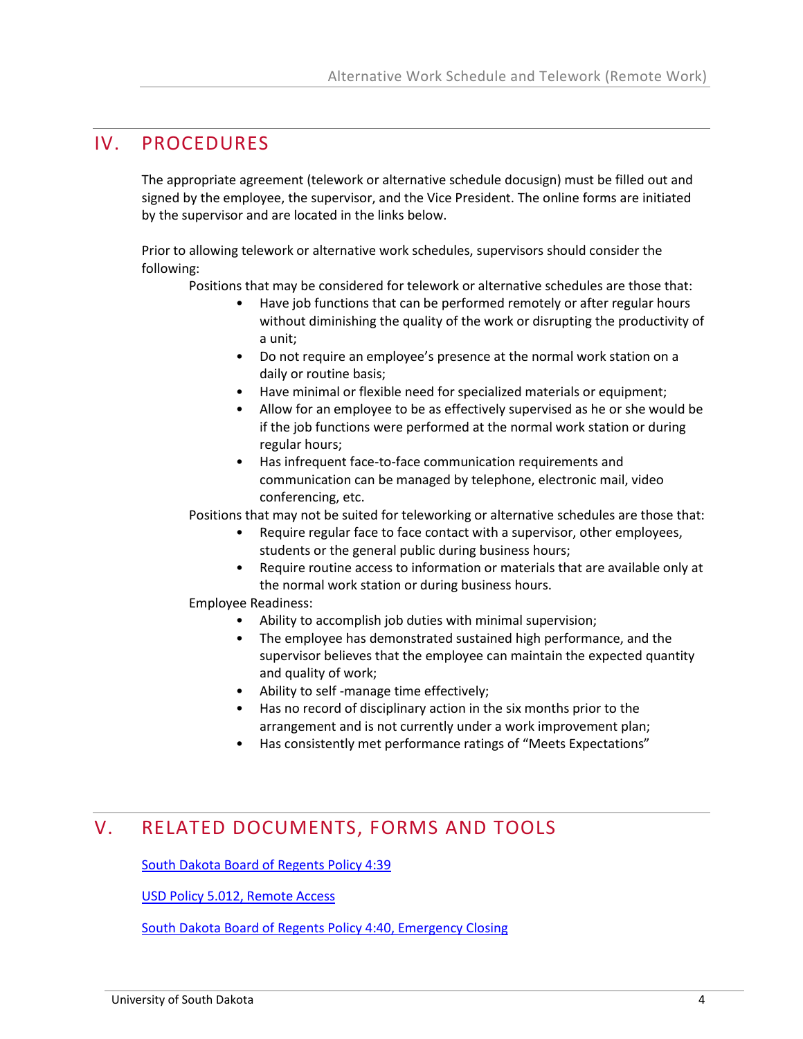## IV. PROCEDURES

The appropriate agreement (telework or alternative schedule docusign) must be filled out and signed by the employee, the supervisor, and the Vice President. The online forms are initiated by the supervisor and are located in the links below.

Prior to allowing telework or alternative work schedules, supervisors should consider the following:

Positions that may be considered for telework or alternative schedules are those that:

- Have job functions that can be performed remotely or after regular hours without diminishing the quality of the work or disrupting the productivity of a unit;
- Do not require an employee's presence at the normal work station on a daily or routine basis;
- Have minimal or flexible need for specialized materials or equipment;
- Allow for an employee to be as effectively supervised as he or she would be if the job functions were performed at the normal work station or during regular hours;
- Has infrequent face-to-face communication requirements and communication can be managed by telephone, electronic mail, video conferencing, etc.

Positions that may not be suited for teleworking or alternative schedules are those that:

- Require regular face to face contact with a supervisor, other employees, students or the general public during business hours;
- Require routine access to information or materials that are available only at the normal work station or during business hours.

Employee Readiness:

- Ability to accomplish job duties with minimal supervision;
- The employee has demonstrated sustained high performance, and the supervisor believes that the employee can maintain the expected quantity and quality of work;
- Ability to self -manage time effectively;
- Has no record of disciplinary action in the six months prior to the arrangement and is not currently under a work improvement plan;
- Has consistently met performance ratings of "Meets Expectations"

## V. RELATED DOCUMENTS, FORMS AND TOOLS

South Dakota Board of Regents Policy 4:39

USD Policy 5.012, Remote Access

South Dakota Board of Regents Policy 4:40, Emergency Closing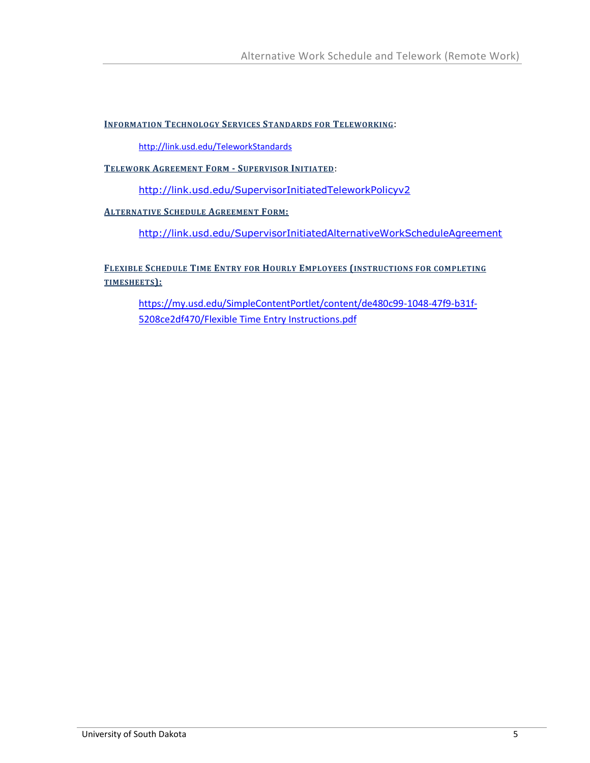**INFORMATION TECHNOLOGY SERVICES STANDARDS FOR TELEWORKING**:

http://link.usd.edu/TeleworkStandards

**TELEWORK AGREEMENT FORM - SUPERVISOR INITIATED**:

http://link.usd.edu/SupervisorInitiatedTeleworkPolicyv2

**ALTERNATIVE SCHEDULE AGREEMENT FORM:**

http://link.usd.edu/SupervisorInitiatedAlternativeWorkScheduleAgreement

**FLEXIBLE SCHEDULE TIME ENTRY FOR HOURLY EMPLOYEES (INSTRUCTIONS FOR COMPLETING TIMESHEETS):**

https://my.usd.edu/SimpleContentPortlet/content/de480c99-1048-47f9-b31f-5208ce2df470/Flexible Time Entry Instructions.pdf